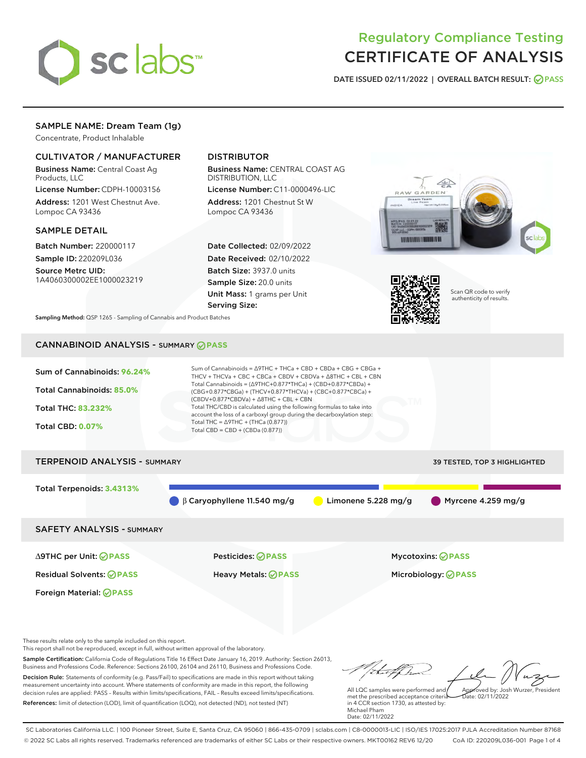# Regulatory Compliance Testing
# CERTIFICATE OF ANALYSIS

DATE ISSUED 02/11/2022 | OVERALL BATCH RESULT: PASS

## SAMPLE NAME: Dream Team (1g)

Concentrate, Product Inhalable

### CULTIVATOR / MANUFACTURER

**Business Name:** Central Coast Ag Products, LLC

**License Number:** CDPH-10003156

**Address:** 1201 West Chestnut Ave. Lompoc CA 93436

### DISTRIBUTOR

**Business Name:** CENTRAL COAST AG DISTRIBUTION, LLC

**License Number:** C11-0000496-LIC

**Address:** 1201 Chestnut St W Lompoc CA 93436

### SAMPLE DETAIL

**Batch Number:** 220000117

**Sample ID:** 220209L036

**Source Metrc UID:** 1A4060300002EE1000023219

**Date Collected:** 02/09/2022

**Date Received:** 02/10/2022

**Batch Size:** 3937.0 units

**Sample Size:** 20.0 units

**Unit Mass:** 1 grams per Unit

**Serving Size:**

Scan QR code to verify authenticity of results.

**Sampling Method:** QSP 1265 - Sampling of Cannabis and Product Batches

## CANNABINOID ANALYSIS - SUMMARY PASS

**Sum of Cannabinoids:** 96.24%

**Total Cannabinoids:** 85.0%

**Total THC:** 83.232%

**Total CBD:** 0.07%

Sum of Cannabinoids = Δ9THC + THCa + CBD + CBDa + CBG + CBGa + THCV + THCVa + CBC + CBCa + CBDV + CBDVa + Δ8THC + CBL + CBN

Total Cannabinoids = (Δ9THC+0.877*THCa) + (CBD+0.877*CBDa) + (CBG+0.877*CBGa) + (THCV+0.877*THCVa) + (CBC+0.877*CBCa) + (CBDV+0.877*CBDVa) + Δ8THC + CBL + CBN

Total THC/CBD is calculated using the following formulas to take into account the loss of a carboxyl group during the decarboxylation step:

Total THC = Δ9THC + (THCa (0.877))

Total CBD = CBD + (CBDa (0.877))

## TERPENOID ANALYSIS - SUMMARY

39 TESTED, TOP 3 HIGHLIGHTED

**Total Terpenoids:** 3.4313%

β Caryophyllene 11.540 mg/g

Limonene 5.228 mg/g

Myrcene 4.259 mg/g

## SAFETY ANALYSIS - SUMMARY

Δ9THC per Unit: PASS

Pesticides: PASS

Mycotoxins: PASS

Residual Solvents: PASS

Heavy Metals: PASS

Microbiology: PASS

Foreign Material: PASS

These results relate only to the sample included on this report.
This report shall not be reproduced, except in full, without written approval of the laboratory.

**Sample Certification:** California Code of Regulations Title 16 Effect Date January 16, 2019. Authority: Section 26013, Business and Professions Code. Reference: Sections 26100, 26104 and 26110, Business and Professions Code.

**Decision Rule:** Statements of conformity (e.g. Pass/Fail) to specifications are made in this report without taking measurement uncertainty into account. Where statements of conformity are made in this report, the following decision rules are applied: PASS – Results within limits/specifications, FAIL – Results exceed limits/specifications.

**References:** limit of detection (LOD), limit of quantification (LOQ), not detected (ND), not tested (NT)

All LQC samples were performed and met the prescribed acceptance criteria in 4 CCR section 1730, as attested by: Michael Pham
Date: 02/11/2022

Approved by: Josh Wurzer, President
Date: 02/11/2022

SC Laboratories California LLC. | 100 Pioneer Street, Suite E, Santa Cruz, CA 95060 | 866-435-0709 | sclabs.com | C8-0000013-LIC | ISO/IES 17025:2017 PJLA Accreditation Number 87168
© 2022 SC Labs all rights reserved. Trademarks referenced are trademarks of either SC Labs or their respective owners. MKT00162 REV6 12/20 CoA ID: 220209L036-001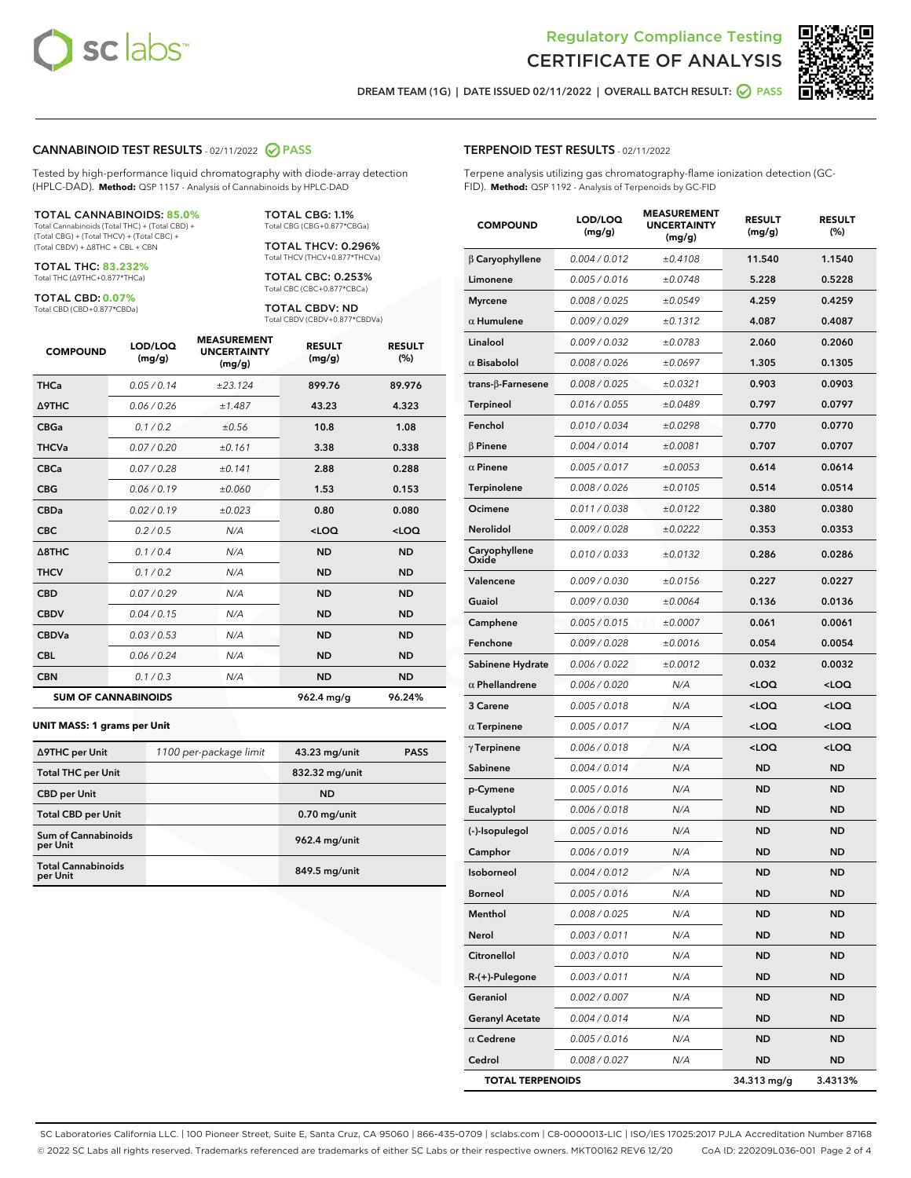Regulatory Compliance Testing

# CERTIFICATE OF ANALYSIS

DREAM TEAM (1G) | DATE ISSUED 02/11/2022 | OVERALL BATCH RESULT: PASS

## CANNABINOID TEST RESULTS - 02/11/2022 PASS

Tested by high-performance liquid chromatography with diode-array detection (HPLC-DAD). **Method:** QSP 1157 - Analysis of Cannabinoids by HPLC-DAD

**TOTAL CANNABINOIDS: 85.0%**
Total Cannabinoids (Total THC) + (Total CBD) + (Total CBG) + (Total THCV) + (Total CBC) + (Total CBDV) + Δ8THC + CBL + CBN

**TOTAL THC: 83.232%**
Total THC (Δ9THC+0.877*THCa)

**TOTAL CBD: 0.07%**
Total CBD (CBD+0.877*CBDa)

**TOTAL CBG: 1.1%**
Total CBG (CBG+0.877*CBGa)

**TOTAL THCV: 0.296%**
Total THCV (THCV+0.877*THCVa)

**TOTAL CBC: 0.253%**
Total CBC (CBC+0.877*CBCa)

**TOTAL CBDV: ND**
Total CBDV (CBDV+0.877*CBDVa)

| COMPOUND | LOD/LOQ (mg/g) | MEASUREMENT UNCERTAINTY (mg/g) | RESULT (mg/g) | RESULT (%) |
|---|---|---|---|---|
| THCa | 0.05 / 0.14 | ±23.124 | 899.76 | 89.976 |
| Δ9THC | 0.06 / 0.26 | ±1.487 | 43.23 | 4.323 |
| CBGa | 0.1 / 0.2 | ±0.56 | 10.8 | 1.08 |
| THCVa | 0.07 / 0.20 | ±0.161 | 3.38 | 0.338 |
| CBCa | 0.07 / 0.28 | ±0.141 | 2.88 | 0.288 |
| CBG | 0.06 / 0.19 | ±0.060 | 1.53 | 0.153 |
| CBDa | 0.02 / 0.19 | ±0.023 | 0.80 | 0.080 |
| CBC | 0.2 / 0.5 | N/A | <LOQ | <LOQ |
| Δ8THC | 0.1 / 0.4 | N/A | ND | ND |
| THCV | 0.1 / 0.2 | N/A | ND | ND |
| CBD | 0.07 / 0.29 | N/A | ND | ND |
| CBDV | 0.04 / 0.15 | N/A | ND | ND |
| CBDVa | 0.03 / 0.53 | N/A | ND | ND |
| CBL | 0.06 / 0.24 | N/A | ND | ND |
| CBN | 0.1 / 0.3 | N/A | ND | ND |
| **SUM OF CANNABINOIDS** | | | **962.4 mg/g** | **96.24%** |

**UNIT MASS: 1 grams per Unit**

| | | | |
|---|---|---|---|
| Δ9THC per Unit | 1100 per-package limit | 43.23 mg/unit | PASS |
| Total THC per Unit | | 832.32 mg/unit | |
| CBD per Unit | | ND | |
| Total CBD per Unit | | 0.70 mg/unit | |
| Sum of Cannabinoids per Unit | | 962.4 mg/unit | |
| Total Cannabinoids per Unit | | 849.5 mg/unit | |

## TERPENOID TEST RESULTS - 02/11/2022

Terpene analysis utilizing gas chromatography-flame ionization detection (GC-FID). **Method:** QSP 1192 - Analysis of Terpenoids by GC-FID

| COMPOUND | LOD/LOQ (mg/g) | MEASUREMENT UNCERTAINTY (mg/g) | RESULT (mg/g) | RESULT (%) |
|---|---|---|---|---|
| β Caryophyllene | 0.004 / 0.012 | ±0.4108 | 11.540 | 1.1540 |
| Limonene | 0.005 / 0.016 | ±0.0748 | 5.228 | 0.5228 |
| Myrcene | 0.008 / 0.025 | ±0.0549 | 4.259 | 0.4259 |
| α Humulene | 0.009 / 0.029 | ±0.1312 | 4.087 | 0.4087 |
| Linalool | 0.009 / 0.032 | ±0.0783 | 2.060 | 0.2060 |
| α Bisabolol | 0.008 / 0.026 | ±0.0697 | 1.305 | 0.1305 |
| trans-β-Farnesene | 0.008 / 0.025 | ±0.0321 | 0.903 | 0.0903 |
| Terpineol | 0.016 / 0.055 | ±0.0489 | 0.797 | 0.0797 |
| Fenchol | 0.010 / 0.034 | ±0.0298 | 0.770 | 0.0770 |
| β Pinene | 0.004 / 0.014 | ±0.0081 | 0.707 | 0.0707 |
| α Pinene | 0.005 / 0.017 | ±0.0053 | 0.614 | 0.0614 |
| Terpinolene | 0.008 / 0.026 | ±0.0105 | 0.514 | 0.0514 |
| Ocimene | 0.011 / 0.038 | ±0.0122 | 0.380 | 0.0380 |
| Nerolidol | 0.009 / 0.028 | ±0.0222 | 0.353 | 0.0353 |
| Caryophyllene Oxide | 0.010 / 0.033 | ±0.0132 | 0.286 | 0.0286 |
| Valencene | 0.009 / 0.030 | ±0.0156 | 0.227 | 0.0227 |
| Guaiol | 0.009 / 0.030 | ±0.0064 | 0.136 | 0.0136 |
| Camphene | 0.005 / 0.015 | ±0.0007 | 0.061 | 0.0061 |
| Fenchone | 0.009 / 0.028 | ±0.0016 | 0.054 | 0.0054 |
| Sabinene Hydrate | 0.006 / 0.022 | ±0.0012 | 0.032 | 0.0032 |
| α Phellandrene | 0.006 / 0.020 | N/A | <LOQ | <LOQ |
| 3 Carene | 0.005 / 0.018 | N/A | <LOQ | <LOQ |
| α Terpinene | 0.005 / 0.017 | N/A | <LOQ | <LOQ |
| γ Terpinene | 0.006 / 0.018 | N/A | <LOQ | <LOQ |
| Sabinene | 0.004 / 0.014 | N/A | ND | ND |
| p-Cymene | 0.005 / 0.016 | N/A | ND | ND |
| Eucalyptol | 0.006 / 0.018 | N/A | ND | ND |
| (-)-Isopulegol | 0.005 / 0.016 | N/A | ND | ND |
| Camphor | 0.006 / 0.019 | N/A | ND | ND |
| Isoborneol | 0.004 / 0.012 | N/A | ND | ND |
| Borneol | 0.005 / 0.016 | N/A | ND | ND |
| Menthol | 0.008 / 0.025 | N/A | ND | ND |
| Nerol | 0.003 / 0.011 | N/A | ND | ND |
| Citronellol | 0.003 / 0.010 | N/A | ND | ND |
| R-(+)-Pulegone | 0.003 / 0.011 | N/A | ND | ND |
| Geraniol | 0.002 / 0.007 | N/A | ND | ND |
| Geranyl Acetate | 0.004 / 0.014 | N/A | ND | ND |
| α Cedrene | 0.005 / 0.016 | N/A | ND | ND |
| Cedrol | 0.008 / 0.027 | N/A | ND | ND |
| **TOTAL TERPENOIDS** | | | **34.313 mg/g** | **3.4313%** |

SC Laboratories California LLC. | 100 Pioneer Street, Suite E, Santa Cruz, CA 95060 | 866-435-0709 | sclabs.com | C8-0000013-LIC | ISO/IES 17025:2017 PJLA Accreditation Number 87168
© 2022 SC Labs all rights reserved. Trademarks referenced are trademarks of either SC Labs or their respective owners. MKT00162 REV6 12/20 CoA ID: 220209L036-001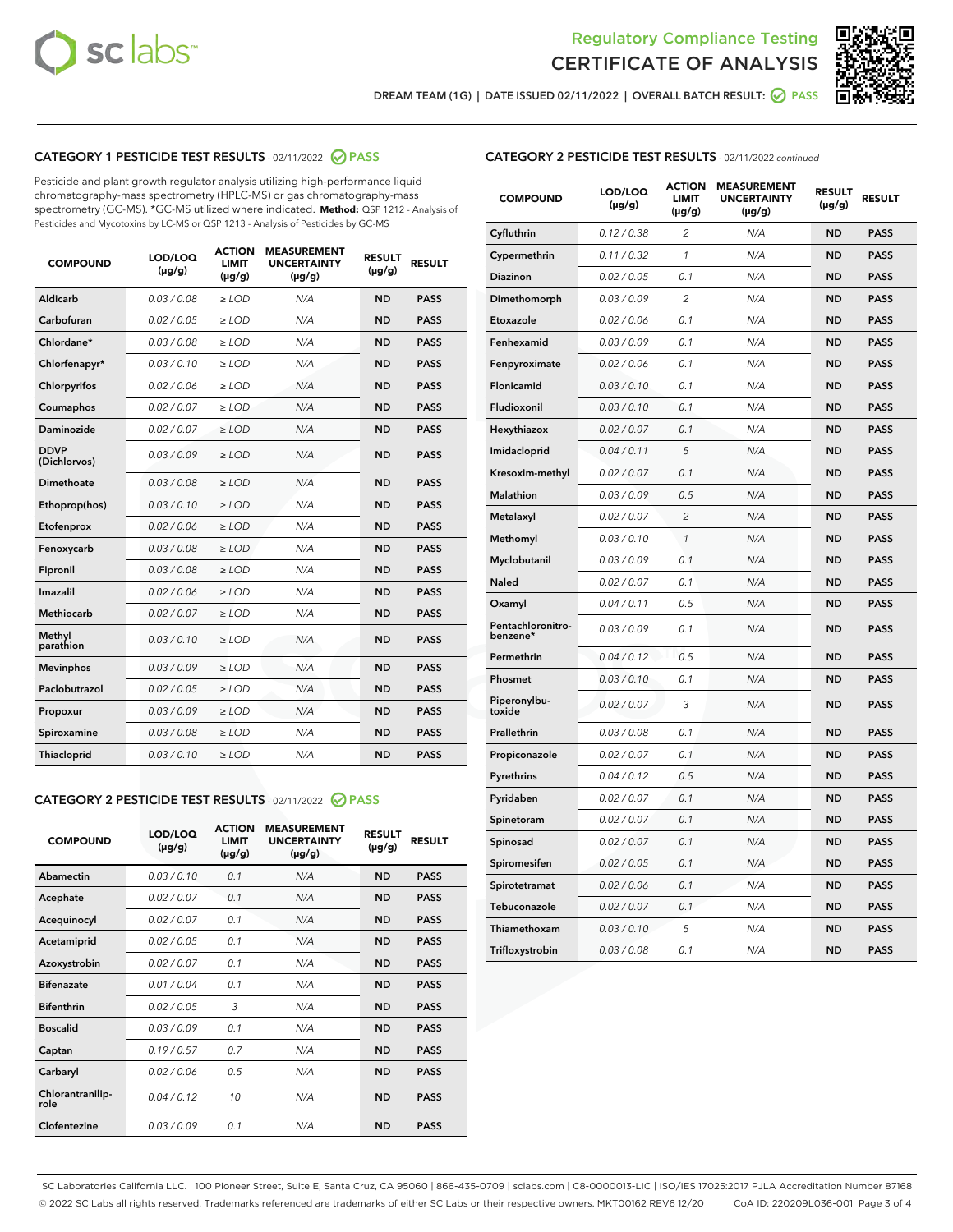Regulatory Compliance Testing
CERTIFICATE OF ANALYSIS

DREAM TEAM (1G) | DATE ISSUED 02/11/2022 | OVERALL BATCH RESULT: PASS

## CATEGORY 1 PESTICIDE TEST RESULTS - 02/11/2022 PASS

Pesticide and plant growth regulator analysis utilizing high-performance liquid chromatography-mass spectrometry (HPLC-MS) or gas chromatography-mass spectrometry (GC-MS). *GC-MS utilized where indicated. **Method:** QSP 1212 - Analysis of Pesticides and Mycotoxins by LC-MS or QSP 1213 - Analysis of Pesticides by GC-MS

| COMPOUND | LOD/LOQ (µg/g) | ACTION LIMIT (µg/g) | MEASUREMENT UNCERTAINTY (µg/g) | RESULT (µg/g) | RESULT |
|---|---|---|---|---|---|
| Aldicarb | 0.03 / 0.08 | ≥ LOD | N/A | ND | PASS |
| Carbofuran | 0.02 / 0.05 | ≥ LOD | N/A | ND | PASS |
| Chlordane* | 0.03 / 0.08 | ≥ LOD | N/A | ND | PASS |
| Chlorfenapyr* | 0.03 / 0.10 | ≥ LOD | N/A | ND | PASS |
| Chlorpyrifos | 0.02 / 0.06 | ≥ LOD | N/A | ND | PASS |
| Coumaphos | 0.02 / 0.07 | ≥ LOD | N/A | ND | PASS |
| Daminozide | 0.02 / 0.07 | ≥ LOD | N/A | ND | PASS |
| DDVP (Dichlorvos) | 0.03 / 0.09 | ≥ LOD | N/A | ND | PASS |
| Dimethoate | 0.03 / 0.08 | ≥ LOD | N/A | ND | PASS |
| Ethoprop(hos) | 0.03 / 0.10 | ≥ LOD | N/A | ND | PASS |
| Etofenprox | 0.02 / 0.06 | ≥ LOD | N/A | ND | PASS |
| Fenoxycarb | 0.03 / 0.08 | ≥ LOD | N/A | ND | PASS |
| Fipronil | 0.03 / 0.08 | ≥ LOD | N/A | ND | PASS |
| Imazalil | 0.02 / 0.06 | ≥ LOD | N/A | ND | PASS |
| Methiocarb | 0.02 / 0.07 | ≥ LOD | N/A | ND | PASS |
| Methyl parathion | 0.03 / 0.10 | ≥ LOD | N/A | ND | PASS |
| Mevinphos | 0.03 / 0.09 | ≥ LOD | N/A | ND | PASS |
| Paclobutrazol | 0.02 / 0.05 | ≥ LOD | N/A | ND | PASS |
| Propoxur | 0.03 / 0.09 | ≥ LOD | N/A | ND | PASS |
| Spiroxamine | 0.03 / 0.08 | ≥ LOD | N/A | ND | PASS |
| Thiacloprid | 0.03 / 0.10 | ≥ LOD | N/A | ND | PASS |

## CATEGORY 2 PESTICIDE TEST RESULTS - 02/11/2022 PASS

| COMPOUND | LOD/LOQ (µg/g) | ACTION LIMIT (µg/g) | MEASUREMENT UNCERTAINTY (µg/g) | RESULT (µg/g) | RESULT |
|---|---|---|---|---|---|
| Abamectin | 0.03 / 0.10 | 0.1 | N/A | ND | PASS |
| Acephate | 0.02 / 0.07 | 0.1 | N/A | ND | PASS |
| Acequinocyl | 0.02 / 0.07 | 0.1 | N/A | ND | PASS |
| Acetamiprid | 0.02 / 0.05 | 0.1 | N/A | ND | PASS |
| Azoxystrobin | 0.02 / 0.07 | 0.1 | N/A | ND | PASS |
| Bifenazate | 0.01 / 0.04 | 0.1 | N/A | ND | PASS |
| Bifenthrin | 0.02 / 0.05 | 3 | N/A | ND | PASS |
| Boscalid | 0.03 / 0.09 | 0.1 | N/A | ND | PASS |
| Captan | 0.19 / 0.57 | 0.7 | N/A | ND | PASS |
| Carbaryl | 0.02 / 0.06 | 0.5 | N/A | ND | PASS |
| Chlorantraniliprole | 0.04 / 0.12 | 10 | N/A | ND | PASS |
| Clofentezine | 0.03 / 0.09 | 0.1 | N/A | ND | PASS |
| Cyfluthrin | 0.12 / 0.38 | 2 | N/A | ND | PASS |
| Cypermethrin | 0.11 / 0.32 | 1 | N/A | ND | PASS |
| Diazinon | 0.02 / 0.05 | 0.1 | N/A | ND | PASS |
| Dimethomorph | 0.03 / 0.09 | 2 | N/A | ND | PASS |
| Etoxazole | 0.02 / 0.06 | 0.1 | N/A | ND | PASS |
| Fenhexamid | 0.03 / 0.09 | 0.1 | N/A | ND | PASS |
| Fenpyroximate | 0.02 / 0.06 | 0.1 | N/A | ND | PASS |
| Flonicamid | 0.03 / 0.10 | 0.1 | N/A | ND | PASS |
| Fludioxonil | 0.03 / 0.10 | 0.1 | N/A | ND | PASS |
| Hexythiazox | 0.02 / 0.07 | 0.1 | N/A | ND | PASS |
| Imidacloprid | 0.04 / 0.11 | 5 | N/A | ND | PASS |
| Kresoxim-methyl | 0.02 / 0.07 | 0.1 | N/A | ND | PASS |
| Malathion | 0.03 / 0.09 | 0.5 | N/A | ND | PASS |
| Metalaxyl | 0.02 / 0.07 | 2 | N/A | ND | PASS |
| Methomyl | 0.03 / 0.10 | 1 | N/A | ND | PASS |
| Myclobutanil | 0.03 / 0.09 | 0.1 | N/A | ND | PASS |
| Naled | 0.02 / 0.07 | 0.1 | N/A | ND | PASS |
| Oxamyl | 0.04 / 0.11 | 0.5 | N/A | ND | PASS |
| Pentachloronitrobenzene* | 0.03 / 0.09 | 0.1 | N/A | ND | PASS |
| Permethrin | 0.04 / 0.12 | 0.5 | N/A | ND | PASS |
| Phosmet | 0.03 / 0.10 | 0.1 | N/A | ND | PASS |
| Piperonylbutoxide | 0.02 / 0.07 | 3 | N/A | ND | PASS |
| Prallethrin | 0.03 / 0.08 | 0.1 | N/A | ND | PASS |
| Propiconazole | 0.02 / 0.07 | 0.1 | N/A | ND | PASS |
| Pyrethrins | 0.04 / 0.12 | 0.5 | N/A | ND | PASS |
| Pyridaben | 0.02 / 0.07 | 0.1 | N/A | ND | PASS |
| Spinetoram | 0.02 / 0.07 | 0.1 | N/A | ND | PASS |
| Spinosad | 0.02 / 0.07 | 0.1 | N/A | ND | PASS |
| Spiromesifen | 0.02 / 0.05 | 0.1 | N/A | ND | PASS |
| Spirotetramat | 0.02 / 0.06 | 0.1 | N/A | ND | PASS |
| Tebuconazole | 0.02 / 0.07 | 0.1 | N/A | ND | PASS |
| Thiamethoxam | 0.03 / 0.10 | 5 | N/A | ND | PASS |
| Trifloxystrobin | 0.03 / 0.08 | 0.1 | N/A | ND | PASS |

SC Laboratories California LLC. | 100 Pioneer Street, Suite E, Santa Cruz, CA 95060 | 866-435-0709 | sclabs.com | C8-0000013-LIC | ISO/IES 17025:2017 PJLA Accreditation Number 87168
© 2022 SC Labs all rights reserved. Trademarks referenced are trademarks of either SC Labs or their respective owners. MKT00162 REV6 12/20 CoA ID: 220209L036-001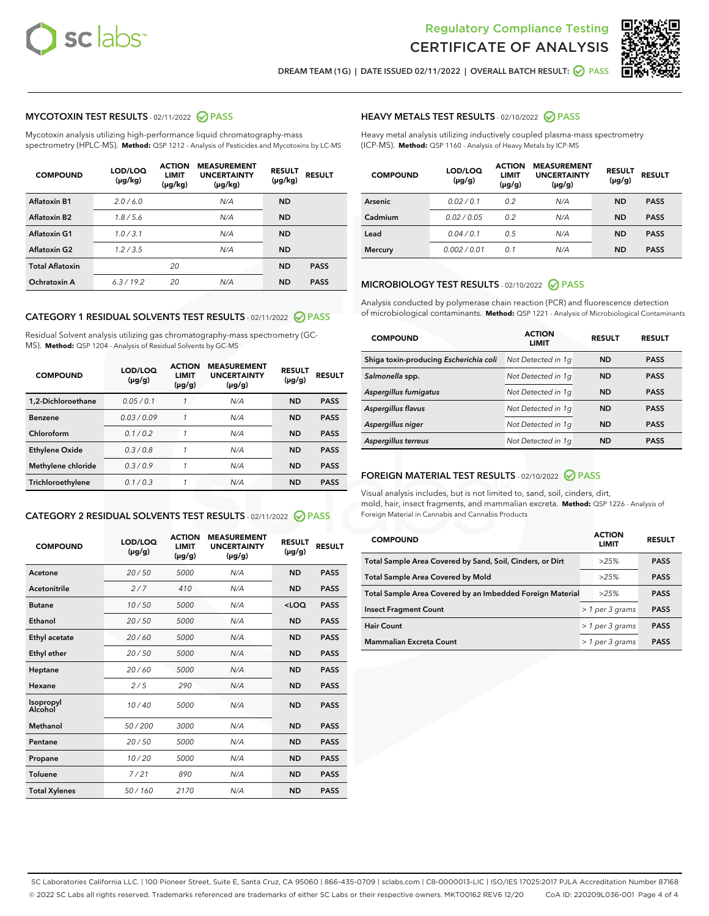Regulatory Compliance Testing
# CERTIFICATE OF ANALYSIS

DREAM TEAM (1G) | DATE ISSUED 02/11/2022 | OVERALL BATCH RESULT: PASS

## MYCOTOXIN TEST RESULTS - 02/11/2022 PASS

Mycotoxin analysis utilizing high-performance liquid chromatography-mass spectrometry (HPLC-MS). **Method:** QSP 1212 - Analysis of Pesticides and Mycotoxins by LC-MS

| COMPOUND | LOD/LOQ (µg/kg) | ACTION LIMIT (µg/kg) | MEASUREMENT UNCERTAINTY (µg/kg) | RESULT (µg/kg) | RESULT |
|---|---|---|---|---|---|
| Aflatoxin B1 | 2.0 / 6.0 | | N/A | ND | |
| Aflatoxin B2 | 1.8 / 5.6 | | N/A | ND | |
| Aflatoxin G1 | 1.0 / 3.1 | | N/A | ND | |
| Aflatoxin G2 | 1.2 / 3.5 | | N/A | ND | |
| Total Aflatoxin | | 20 | | ND | PASS |
| Ochratoxin A | 6.3 / 19.2 | 20 | N/A | ND | PASS |

## CATEGORY 1 RESIDUAL SOLVENTS TEST RESULTS - 02/11/2022 PASS

Residual Solvent analysis utilizing gas chromatography-mass spectrometry (GC-MS). **Method:** QSP 1204 - Analysis of Residual Solvents by GC-MS

| COMPOUND | LOD/LOQ (µg/g) | ACTION LIMIT (µg/g) | MEASUREMENT UNCERTAINTY (µg/g) | RESULT (µg/g) | RESULT |
|---|---|---|---|---|---|
| 1,2-Dichloroethane | 0.05 / 0.1 | 1 | N/A | ND | PASS |
| Benzene | 0.03 / 0.09 | 1 | N/A | ND | PASS |
| Chloroform | 0.1 / 0.2 | 1 | N/A | ND | PASS |
| Ethylene Oxide | 0.3 / 0.8 | 1 | N/A | ND | PASS |
| Methylene chloride | 0.3 / 0.9 | 1 | N/A | ND | PASS |
| Trichloroethylene | 0.1 / 0.3 | 1 | N/A | ND | PASS |

## CATEGORY 2 RESIDUAL SOLVENTS TEST RESULTS - 02/11/2022 PASS

| COMPOUND | LOD/LOQ (µg/g) | ACTION LIMIT (µg/g) | MEASUREMENT UNCERTAINTY (µg/g) | RESULT (µg/g) | RESULT |
|---|---|---|---|---|---|
| Acetone | 20 / 50 | 5000 | N/A | ND | PASS |
| Acetonitrile | 2 / 7 | 410 | N/A | ND | PASS |
| Butane | 10 / 50 | 5000 | N/A | <LOQ | PASS |
| Ethanol | 20 / 50 | 5000 | N/A | ND | PASS |
| Ethyl acetate | 20 / 60 | 5000 | N/A | ND | PASS |
| Ethyl ether | 20 / 50 | 5000 | N/A | ND | PASS |
| Heptane | 20 / 60 | 5000 | N/A | ND | PASS |
| Hexane | 2 / 5 | 290 | N/A | ND | PASS |
| Isopropyl Alcohol | 10 / 40 | 5000 | N/A | ND | PASS |
| Methanol | 50 / 200 | 3000 | N/A | ND | PASS |
| Pentane | 20 / 50 | 5000 | N/A | ND | PASS |
| Propane | 10 / 20 | 5000 | N/A | ND | PASS |
| Toluene | 7 / 21 | 890 | N/A | ND | PASS |
| Total Xylenes | 50 / 160 | 2170 | N/A | ND | PASS |

## HEAVY METALS TEST RESULTS - 02/10/2022 PASS

Heavy metal analysis utilizing inductively coupled plasma-mass spectrometry (ICP-MS). **Method:** QSP 1160 - Analysis of Heavy Metals by ICP-MS

| COMPOUND | LOD/LOQ (µg/g) | ACTION LIMIT (µg/g) | MEASUREMENT UNCERTAINTY (µg/g) | RESULT (µg/g) | RESULT |
|---|---|---|---|---|---|
| Arsenic | 0.02 / 0.1 | 0.2 | N/A | ND | PASS |
| Cadmium | 0.02 / 0.05 | 0.2 | N/A | ND | PASS |
| Lead | 0.04 / 0.1 | 0.5 | N/A | ND | PASS |
| Mercury | 0.002 / 0.01 | 0.1 | N/A | ND | PASS |

## MICROBIOLOGY TEST RESULTS - 02/10/2022 PASS

Analysis conducted by polymerase chain reaction (PCR) and fluorescence detection of microbiological contaminants. **Method:** QSP 1221 - Analysis of Microbiological Contaminants

| COMPOUND | ACTION LIMIT | RESULT | RESULT |
|---|---|---|---|
| Shiga toxin-producing *Escherichia coli* | Not Detected in 1g | ND | PASS |
| *Salmonella* spp. | Not Detected in 1g | ND | PASS |
| *Aspergillus fumigatus* | Not Detected in 1g | ND | PASS |
| *Aspergillus flavus* | Not Detected in 1g | ND | PASS |
| *Aspergillus niger* | Not Detected in 1g | ND | PASS |
| *Aspergillus terreus* | Not Detected in 1g | ND | PASS |

## FOREIGN MATERIAL TEST RESULTS - 02/10/2022 PASS

Visual analysis includes, but is not limited to, sand, soil, cinders, dirt, mold, hair, insect fragments, and mammalian excreta. **Method:** QSP 1226 - Analysis of Foreign Material in Cannabis and Cannabis Products

| COMPOUND | ACTION LIMIT | RESULT |
|---|---|---|
| Total Sample Area Covered by Sand, Soil, Cinders, or Dirt | >25% | PASS |
| Total Sample Area Covered by Mold | >25% | PASS |
| Total Sample Area Covered by an Imbedded Foreign Material | >25% | PASS |
| Insect Fragment Count | > 1 per 3 grams | PASS |
| Hair Count | > 1 per 3 grams | PASS |
| Mammalian Excreta Count | > 1 per 3 grams | PASS |

SC Laboratories California LLC. | 100 Pioneer Street, Suite E, Santa Cruz, CA 95060 | 866-435-0709 | sclabs.com | C8-0000013-LIC | ISO/IES 17025:2017 PJLA Accreditation Number 87168
© 2022 SC Labs all rights reserved. Trademarks referenced are trademarks of either SC Labs or their respective owners. MKT00162 REV6 12/20 CoA ID: 220209L036-001